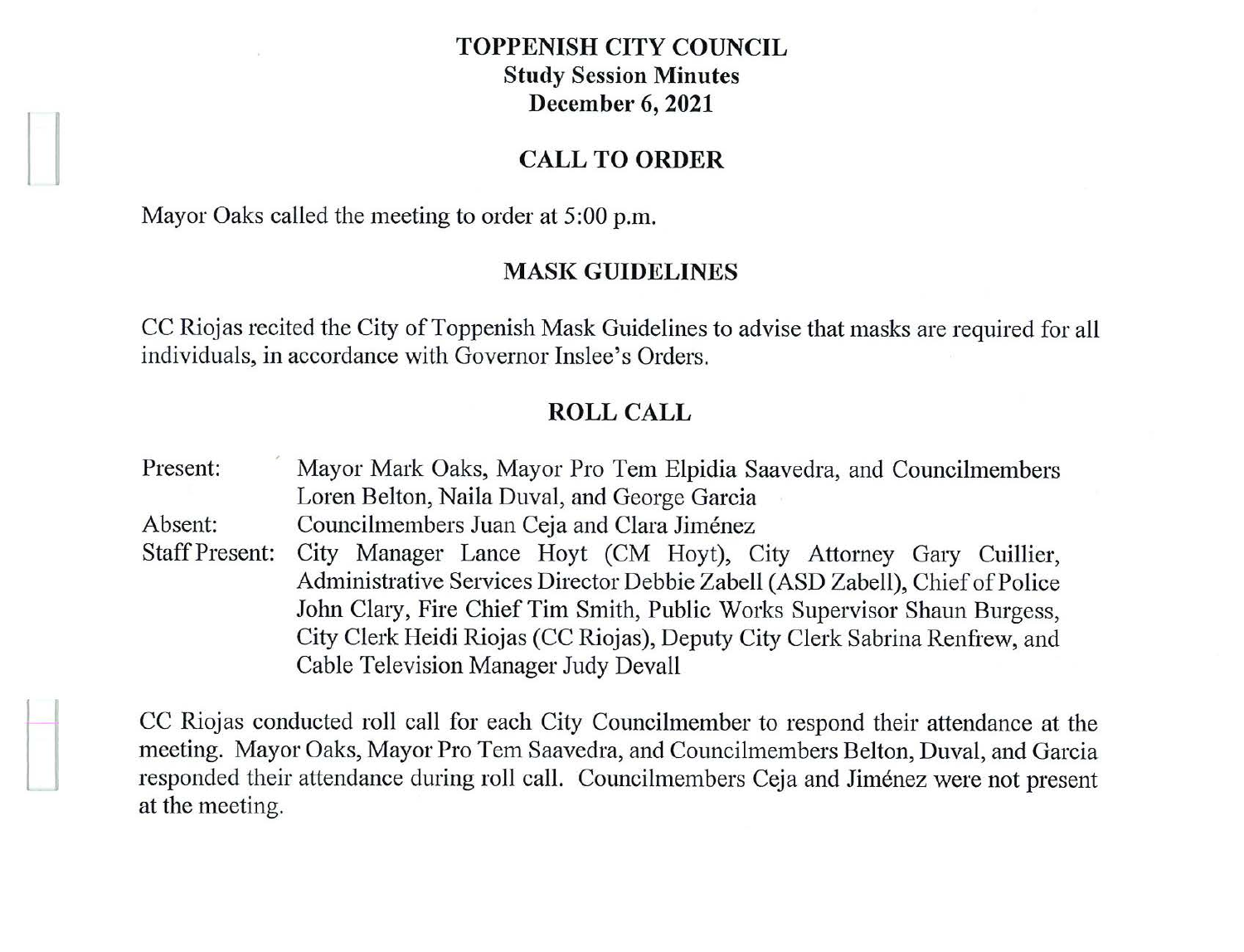# TOPPENISH CITY COUNCIL
## Study Session Minutes
## December 6, 2021

## CALL TO ORDER

Mayor Oaks called the meeting to order at 5:00 p.m.

## MASK GUIDELINES

CC Riojas recited the City of Toppenish Mask Guidelines to advise that masks are required for all individuals, in accordance with Governor Inslee's Orders.

## ROLL CALL

| | |
|---|---|
| Present: | Mayor Mark Oaks, Mayor Pro Tem Elpidia Saavedra, and Councilmembers Loren Belton, Naila Duval, and George Garcia |
| Absent: | Councilmembers Juan Ceja and Clara Jiménez |
| Staff Present: | City Manager Lance Hoyt (CM Hoyt), City Attorney Gary Cuillier, Administrative Services Director Debbie Zabell (ASD Zabell), Chief of Police John Clary, Fire Chief Tim Smith, Public Works Supervisor Shaun Burgess, City Clerk Heidi Riojas (CC Riojas), Deputy City Clerk Sabrina Renfrew, and Cable Television Manager Judy Devall |

CC Riojas conducted roll call for each City Councilmember to respond their attendance at the meeting. Mayor Oaks, Mayor Pro Tem Saavedra, and Councilmembers Belton, Duval, and Garcia responded their attendance during roll call. Councilmembers Ceja and Jiménez were not present at the meeting.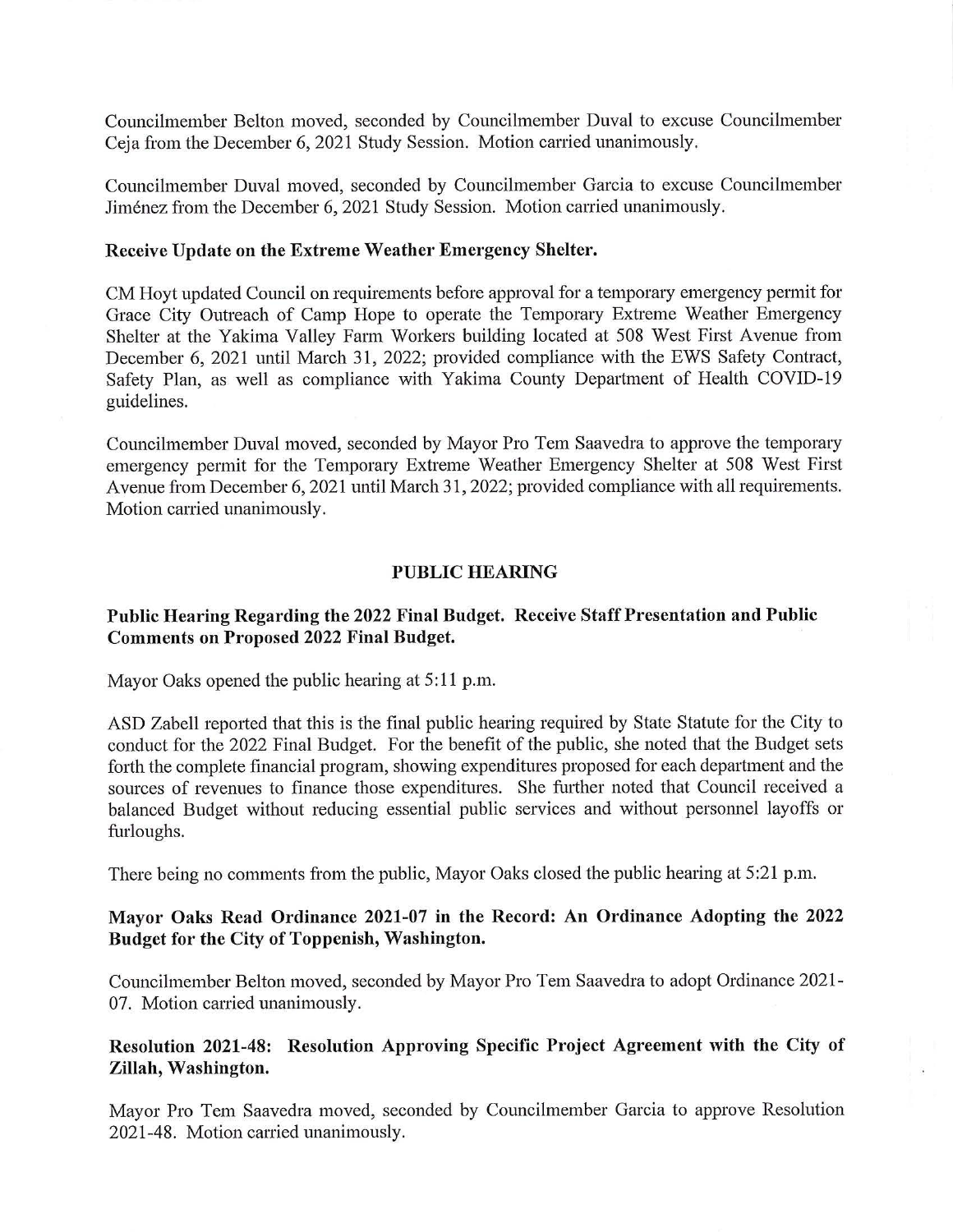Councilmember Belton moved, seconded by Councilmember Duval to excuse Councilmember Ceja from the December 6, 2021 Study Session. Motion carried unanimously.

Councilmember Duval moved, seconded by Councilmember Garcia to excuse Councilmember Jiménez from the December 6, 2021 Study Session. Motion carried unanimously.

**Receive Update on the Extreme Weather Emergency Shelter.**

CM Hoyt updated Council on requirements before approval for a temporary emergency permit for Grace City Outreach of Camp Hope to operate the Temporary Extreme Weather Emergency Shelter at the Yakima Valley Farm Workers building located at 508 West First Avenue from December 6, 2021 until March 31, 2022; provided compliance with the EWS Safety Contract, Safety Plan, as well as compliance with Yakima County Department of Health COVID-19 guidelines.

Councilmember Duval moved, seconded by Mayor Pro Tem Saavedra to approve the temporary emergency permit for the Temporary Extreme Weather Emergency Shelter at 508 West First Avenue from December 6, 2021 until March 31, 2022; provided compliance with all requirements. Motion carried unanimously.

## PUBLIC HEARING

**Public Hearing Regarding the 2022 Final Budget. Receive Staff Presentation and Public Comments on Proposed 2022 Final Budget.**

Mayor Oaks opened the public hearing at 5:11 p.m.

ASD Zabell reported that this is the final public hearing required by State Statute for the City to conduct for the 2022 Final Budget. For the benefit of the public, she noted that the Budget sets forth the complete financial program, showing expenditures proposed for each department and the sources of revenues to finance those expenditures. She further noted that Council received a balanced Budget without reducing essential public services and without personnel layoffs or furloughs.

There being no comments from the public, Mayor Oaks closed the public hearing at 5:21 p.m.

**Mayor Oaks Read Ordinance 2021-07 in the Record: An Ordinance Adopting the 2022 Budget for the City of Toppenish, Washington.**

Councilmember Belton moved, seconded by Mayor Pro Tem Saavedra to adopt Ordinance 2021-07. Motion carried unanimously.

**Resolution 2021-48: Resolution Approving Specific Project Agreement with the City of Zillah, Washington.**

Mayor Pro Tem Saavedra moved, seconded by Councilmember Garcia to approve Resolution 2021-48. Motion carried unanimously.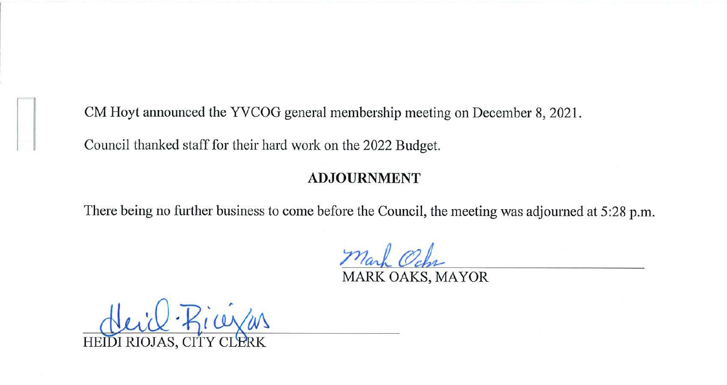CM Hoyt announced the YVCOG general membership meeting on December 8, 2021.

Council thanked staff for their hard work on the 2022 Budget.

## ADJOURNMENT

There being no further business to come before the Council, the meeting was adjourned at 5:28 p.m.

Mark Oaks

MARK OAKS, MAYOR

Heidi Riojas

HEIDI RIOJAS, CITY CLERK